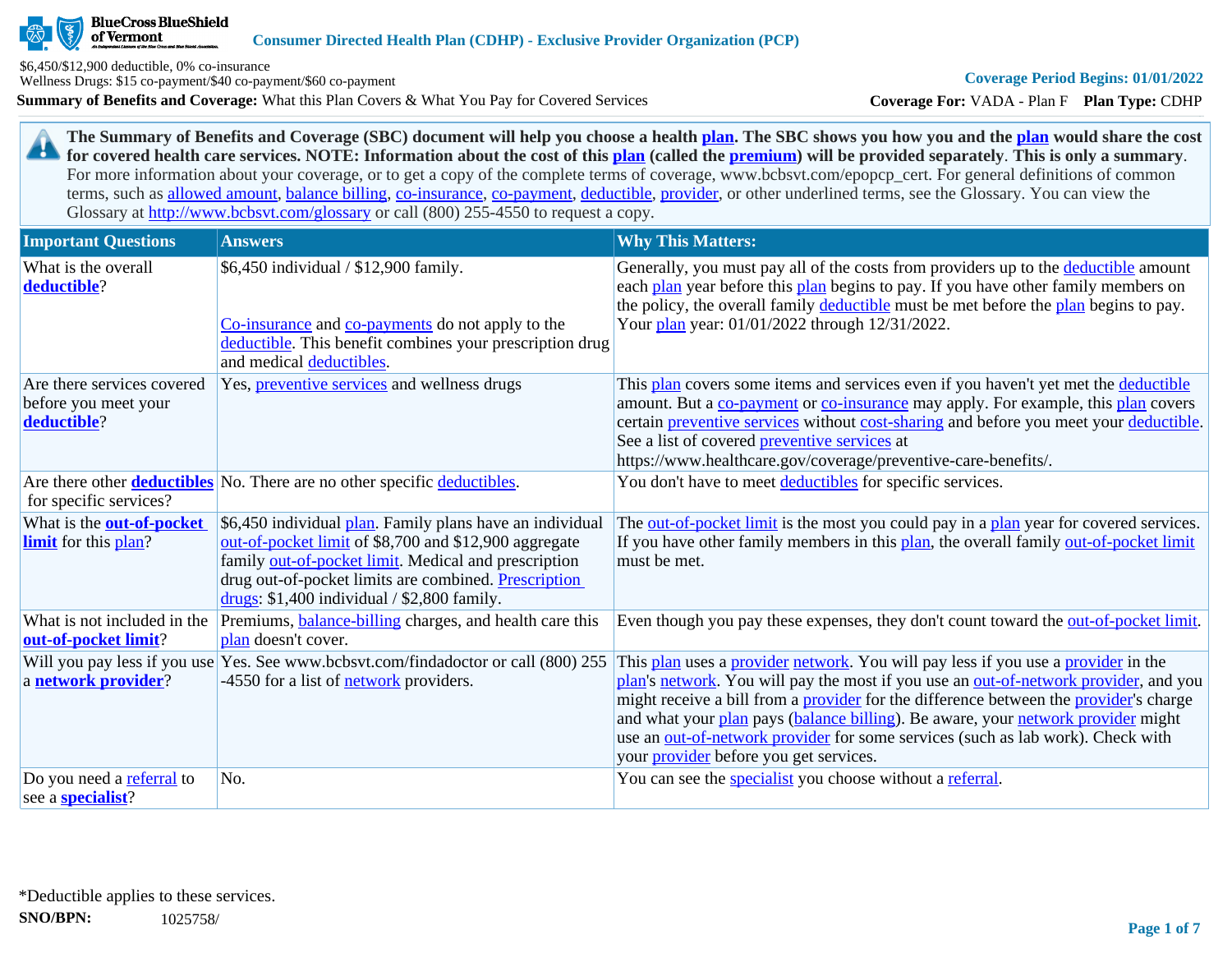**BlueCross BlueShield of Vermont**

**Consumer Directed Health Plan (CDHP) - Exclusive Provider Organization (PCP)**

$6,450/$12,900 deductible, 0% co-insurance
Wellness Drugs: $15 co-payment/$40 co-payment/$60 co-payment

**Coverage Period Begins: 01/01/2022**

**Summary of Benefits and Coverage:** What this Plan Covers & What You Pay for Covered Services

**Coverage For:** VADA - Plan F **Plan Type:** CDHP

**The Summary of Benefits and Coverage (SBC) document will help you choose a health plan. The SBC shows you how you and the plan would share the cost for covered health care services. NOTE: Information about the cost of this plan (called the premium) will be provided separately. This is only a summary.** For more information about your coverage, or to get a copy of the complete terms of coverage, www.bcbsvt.com/epopcp_cert. For general definitions of common terms, such as allowed amount, balance billing, co-insurance, co-payment, deductible, provider, or other underlined terms, see the Glossary. You can view the Glossary at http://www.bcbsvt.com/glossary or call (800) 255-4550 to request a copy.

| Important Questions | Answers | Why This Matters: |
|---|---|---|
| What is the overall **deductible**? | $6,450 individual / $12,900 family.<br><br>Co-insurance and co-payments do not apply to the deductible. This benefit combines your prescription drug and medical deductibles. | Generally, you must pay all of the costs from providers up to the deductible amount each plan year before this plan begins to pay. If you have other family members on the policy, the overall family deductible must be met before the plan begins to pay. Your plan year: 01/01/2022 through 12/31/2022. |
| Are there services covered before you meet your **deductible**? | Yes, preventive services and wellness drugs | This plan covers some items and services even if you haven't yet met the deductible amount. But a co-payment or co-insurance may apply. For example, this plan covers certain preventive services without cost-sharing and before you meet your deductible. See a list of covered preventive services at https://www.healthcare.gov/coverage/preventive-care-benefits/. |
| Are there other **deductibles** for specific services? | No. There are no other specific deductibles. | You don't have to meet deductibles for specific services. |
| What is the **out-of-pocket limit** for this plan? | $6,450 individual plan. Family plans have an individual out-of-pocket limit of $8,700 and $12,900 aggregate family out-of-pocket limit. Medical and prescription drug out-of-pocket limits are combined. Prescription drugs: $1,400 individual / $2,800 family. | The out-of-pocket limit is the most you could pay in a plan year for covered services. If you have other family members in this plan, the overall family out-of-pocket limit must be met. |
| What is not included in the **out-of-pocket limit**? | Premiums, balance-billing charges, and health care this plan doesn't cover. | Even though you pay these expenses, they don't count toward the out-of-pocket limit. |
| Will you pay less if you use a **network provider**? | Yes. See www.bcbsvt.com/findadoctor or call (800) 255-4550 for a list of network providers. | This plan uses a provider network. You will pay less if you use a provider in the plan's network. You will pay the most if you use an out-of-network provider, and you might receive a bill from a provider for the difference between the provider's charge and what your plan pays (balance billing). Be aware, your network provider might use an out-of-network provider for some services (such as lab work). Check with your provider before you get services. |
| Do you need a referral to see a **specialist**? | No. | You can see the specialist you choose without a referral. |

*Deductible applies to these services.

**SNO/BPN:** 1025758/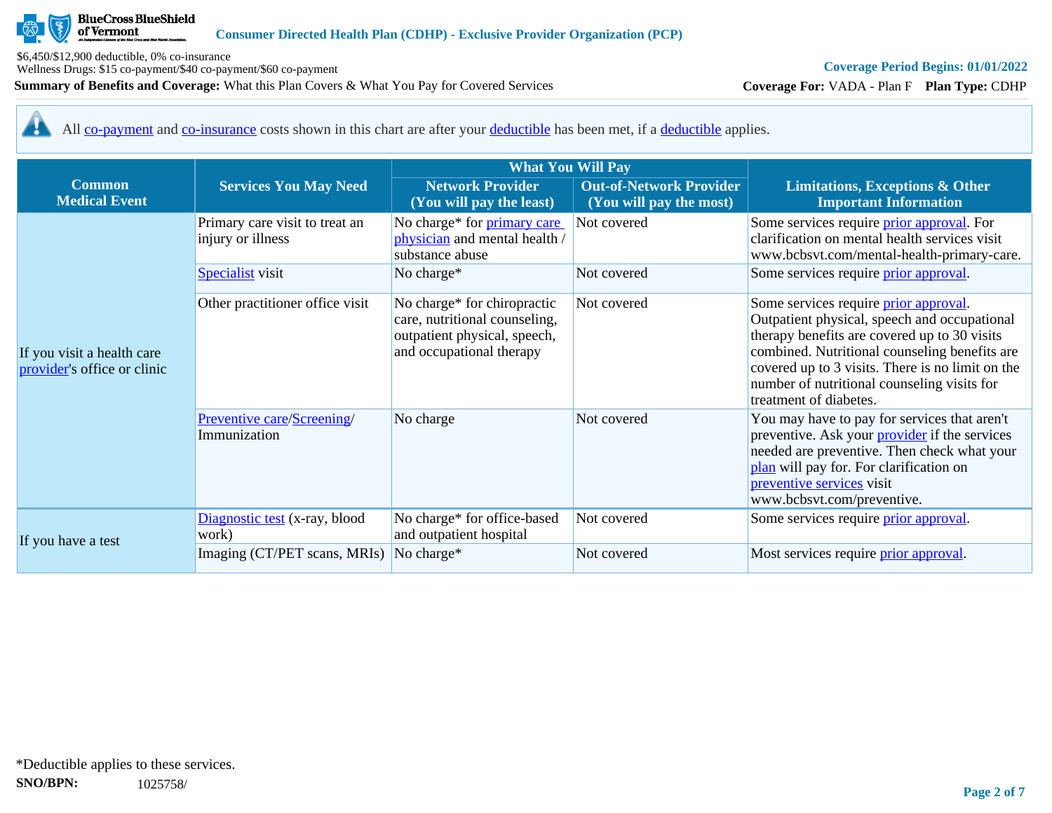All co-payment and co-insurance costs shown in this chart are after your deductible has been met, if a deductible applies.

| Common Medical Event | Services You May Need | What You Will Pay | | Limitations, Exceptions & Other Important Information |
|---|---|---|---|---|
| | | Network Provider (You will pay the least) | Out-of-Network Provider (You will pay the most) | |
| If you visit a health care provider's office or clinic | Primary care visit to treat an injury or illness | No charge* for primary care physician and mental health / substance abuse | Not covered | Some services require prior approval. For clarification on mental health services visit www.bcbsvt.com/mental-health-primary-care. |
| | Specialist visit | No charge* | Not covered | Some services require prior approval. |
| | Other practitioner office visit | No charge* for chiropractic care, nutritional counseling, outpatient physical, speech, and occupational therapy | Not covered | Some services require prior approval. Outpatient physical, speech and occupational therapy benefits are covered up to 30 visits combined. Nutritional counseling benefits are covered up to 3 visits. There is no limit on the number of nutritional counseling visits for treatment of diabetes. |
| | Preventive care/Screening/ Immunization | No charge | Not covered | You may have to pay for services that aren't preventive. Ask your provider if the services needed are preventive. Then check what your plan will pay for. For clarification on preventive services visit www.bcbsvt.com/preventive. |
| If you have a test | Diagnostic test (x-ray, blood work) | No charge* for office-based and outpatient hospital | Not covered | Some services require prior approval. |
| | Imaging (CT/PET scans, MRIs) | No charge* | Not covered | Most services require prior approval. |

*Deductible applies to these services.

**SNO/BPN:** 1025758/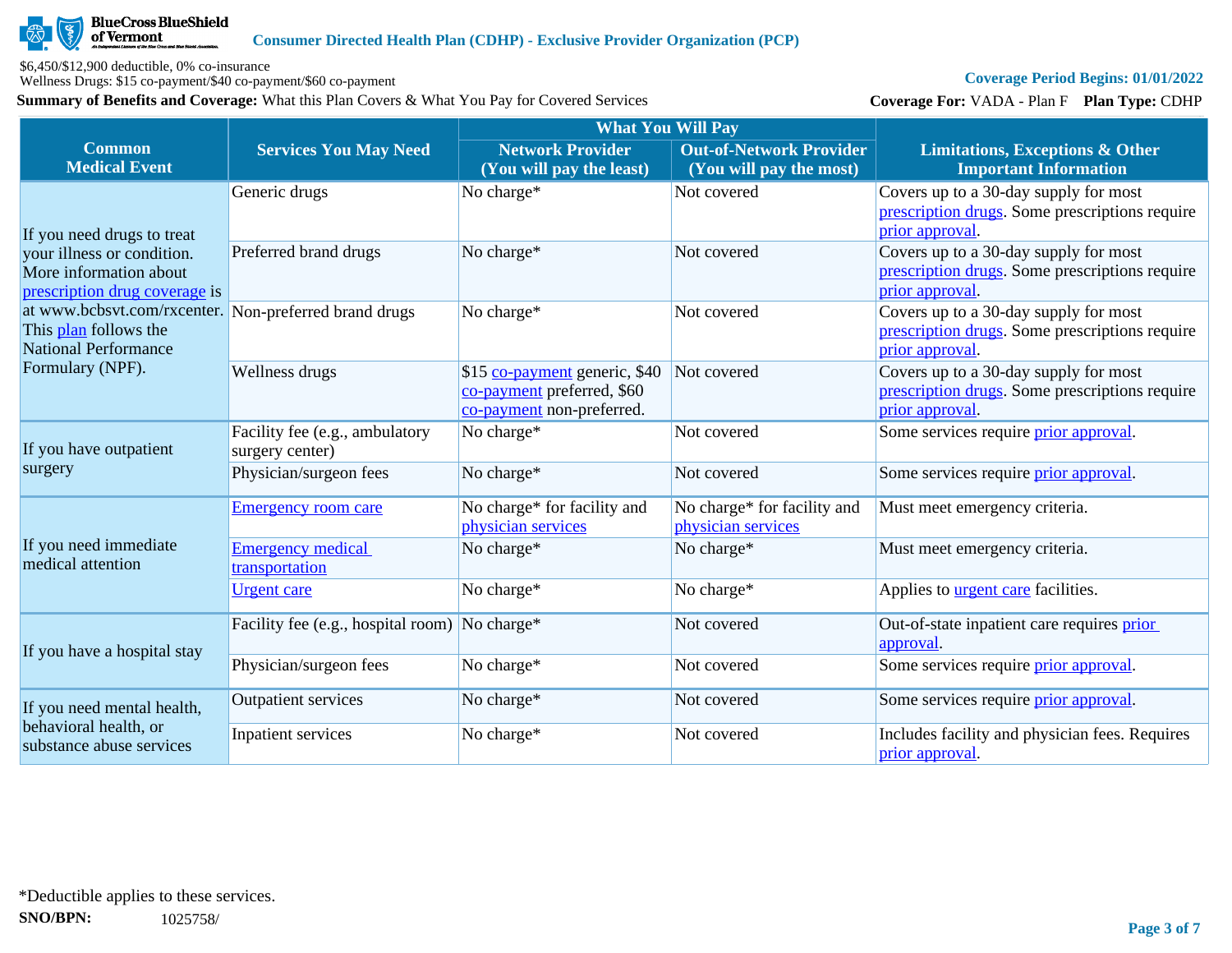| Common Medical Event | Services You May Need | What You Will Pay | | Limitations, Exceptions & Other Important Information |
|---|---|---|---|---|
| | | Network Provider (You will pay the least) | Out-of-Network Provider (You will pay the most) | |
| If you need drugs to treat your illness or condition. More information about prescription drug coverage is at www.bcbsvt.com/rxcenter. This plan follows the National Performance Formulary (NPF). | Generic drugs | No charge* | Not covered | Covers up to a 30-day supply for most prescription drugs. Some prescriptions require prior approval. |
| | Preferred brand drugs | No charge* | Not covered | Covers up to a 30-day supply for most prescription drugs. Some prescriptions require prior approval. |
| | Non-preferred brand drugs | No charge* | Not covered | Covers up to a 30-day supply for most prescription drugs. Some prescriptions require prior approval. |
| | Wellness drugs | $15 co-payment generic, $40 co-payment preferred, $60 co-payment non-preferred. | Not covered | Covers up to a 30-day supply for most prescription drugs. Some prescriptions require prior approval. |
| If you have outpatient surgery | Facility fee (e.g., ambulatory surgery center) | No charge* | Not covered | Some services require prior approval. |
| | Physician/surgeon fees | No charge* | Not covered | Some services require prior approval. |
| If you need immediate medical attention | Emergency room care | No charge* for facility and physician services | No charge* for facility and physician services | Must meet emergency criteria. |
| | Emergency medical transportation | No charge* | No charge* | Must meet emergency criteria. |
| | Urgent care | No charge* | No charge* | Applies to urgent care facilities. |
| If you have a hospital stay | Facility fee (e.g., hospital room) | No charge* | Not covered | Out-of-state inpatient care requires prior approval. |
| | Physician/surgeon fees | No charge* | Not covered | Some services require prior approval. |
| If you need mental health, behavioral health, or substance abuse services | Outpatient services | No charge* | Not covered | Some services require prior approval. |
| | Inpatient services | No charge* | Not covered | Includes facility and physician fees. Requires prior approval. |

*Deductible applies to these services.

**SNO/BPN:** 1025758/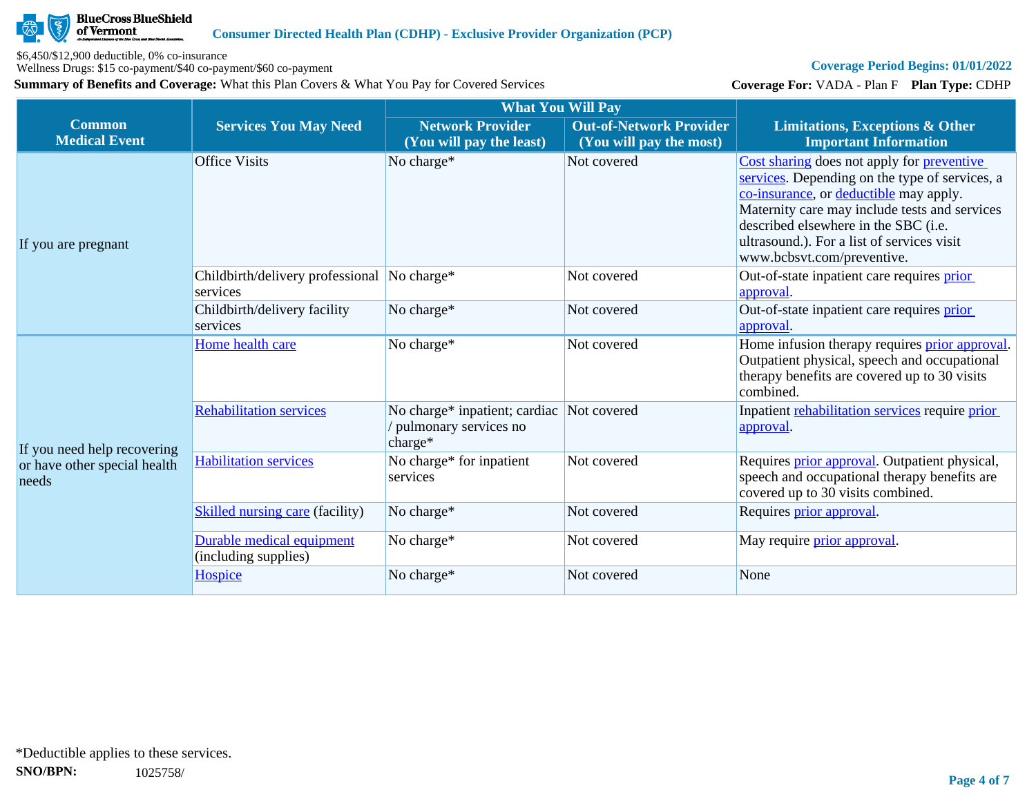$6,450/$12,900 deductible, 0% co-insurance
Wellness Drugs: $15 co-payment/$40 co-payment/$60 co-payment

**Summary of Benefits and Coverage:** What this Plan Covers & What You Pay for Covered Services

**Coverage For:** VADA - Plan F **Plan Type:** CDHP

| Common Medical Event | Services You May Need | What You Will Pay | | Limitations, Exceptions & Other Important Information |
|---|---|---|---|---|
| | | Network Provider (You will pay the least) | Out-of-Network Provider (You will pay the most) | |
| If you are pregnant | Office Visits | No charge* | Not covered | Cost sharing does not apply for preventive services. Depending on the type of services, a co-insurance, or deductible may apply. Maternity care may include tests and services described elsewhere in the SBC (i.e. ultrasound.). For a list of services visit www.bcbsvt.com/preventive. |
| | Childbirth/delivery professional services | No charge* | Not covered | Out-of-state inpatient care requires prior approval. |
| | Childbirth/delivery facility services | No charge* | Not covered | Out-of-state inpatient care requires prior approval. |
| If you need help recovering or have other special health needs | Home health care | No charge* | Not covered | Home infusion therapy requires prior approval. Outpatient physical, speech and occupational therapy benefits are covered up to 30 visits combined. |
| | Rehabilitation services | No charge* inpatient; cardiac / pulmonary services no charge* | Not covered | Inpatient rehabilitation services require prior approval. |
| | Habilitation services | No charge* for inpatient services | Not covered | Requires prior approval. Outpatient physical, speech and occupational therapy benefits are covered up to 30 visits combined. |
| | Skilled nursing care (facility) | No charge* | Not covered | Requires prior approval. |
| | Durable medical equipment (including supplies) | No charge* | Not covered | May require prior approval. |
| | Hospice | No charge* | Not covered | None |

*Deductible applies to these services.

**SNO/BPN:** 1025758/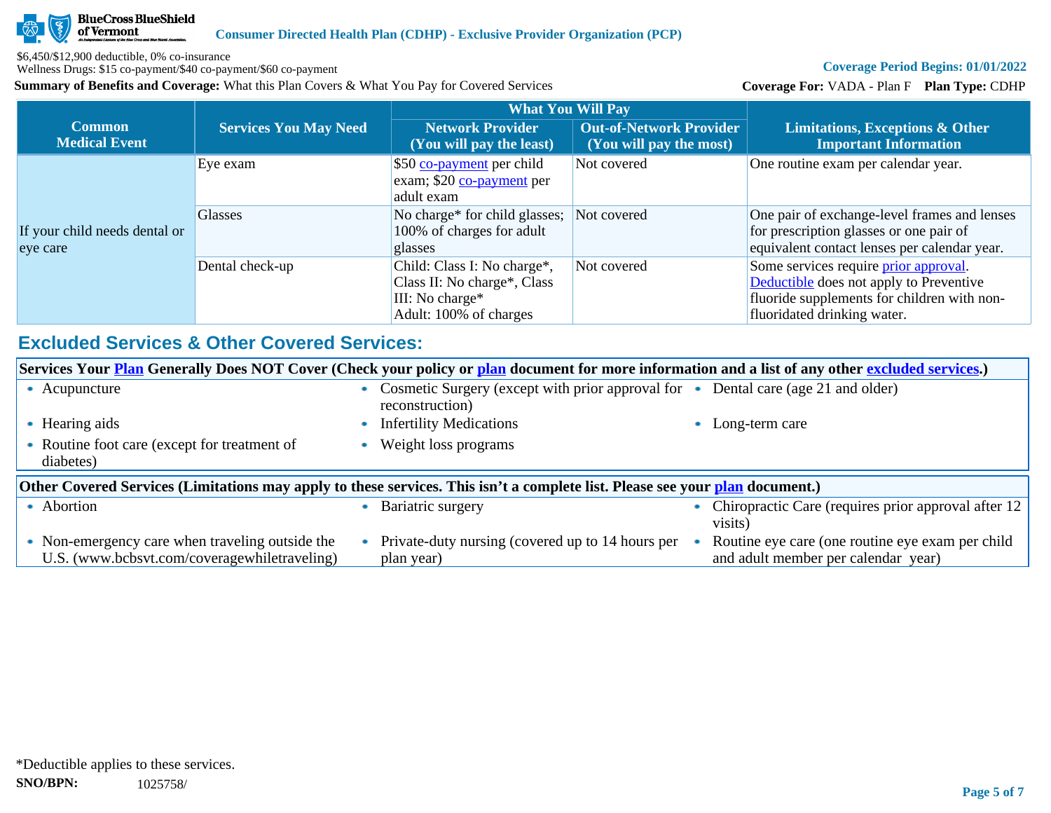$6,450/$12,900 deductible, 0% co-insurance
Wellness Drugs: $15 co-payment/$40 co-payment/$60 co-payment

**Summary of Benefits and Coverage:** What this Plan Covers & What You Pay for Covered Services

**Coverage Period Begins: 01/01/2022**

**Coverage For:** VADA - Plan F **Plan Type:** CDHP

| Common Medical Event | Services You May Need | What You Will Pay | | Limitations, Exceptions & Other Important Information |
|---|---|---|---|---|
| | | Network Provider (You will pay the least) | Out-of-Network Provider (You will pay the most) | |
| If your child needs dental or eye care | Eye exam | $50 co-payment per child exam; $20 co-payment per adult exam | Not covered | One routine exam per calendar year. |
| | Glasses | No charge* for child glasses; 100% of charges for adult glasses | Not covered | One pair of exchange-level frames and lenses for prescription glasses or one pair of equivalent contact lenses per calendar year. |
| | Dental check-up | Child: Class I: No charge*, Class II: No charge*, Class III: No charge*<br>Adult: 100% of charges | Not covered | Some services require prior approval. Deductible does not apply to Preventive fluoride supplements for children with non-fluoridated drinking water. |

## Excluded Services & Other Covered Services:

**Services Your Plan Generally Does NOT Cover (Check your policy or plan document for more information and a list of any other excluded services.)**

- Acupuncture
- Cosmetic Surgery (except with prior approval for reconstruction)
- Dental care (age 21 and older)
- Hearing aids
- Infertility Medications
- Long-term care
- Routine foot care (except for treatment of diabetes)
- Weight loss programs

**Other Covered Services (Limitations may apply to these services. This isn't a complete list. Please see your plan document.)**

- Abortion
- Bariatric surgery
- Chiropractic Care (requires prior approval after 12 visits)
- Non-emergency care when traveling outside the U.S. (www.bcbsvt.com/coveragewhiletraveling)
- Private-duty nursing (covered up to 14 hours per plan year)
- Routine eye care (one routine eye exam per child and adult member per calendar year)

*Deductible applies to these services.

**SNO/BPN:** 1025758/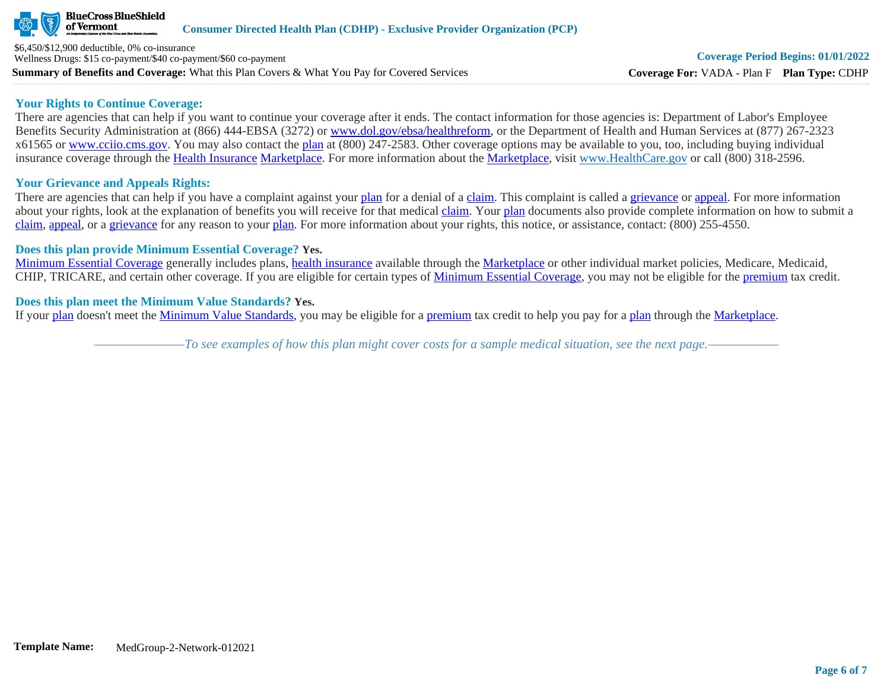### Your Rights to Continue Coverage:

There are agencies that can help if you want to continue your coverage after it ends. The contact information for those agencies is: Department of Labor's Employee Benefits Security Administration at (866) 444-EBSA (3272) or www.dol.gov/ebsa/healthreform, or the Department of Health and Human Services at (877) 267-2323 x61565 or www.cciio.cms.gov. You may also contact the plan at (800) 247-2583. Other coverage options may be available to you, too, including buying individual insurance coverage through the Health Insurance Marketplace. For more information about the Marketplace, visit www.HealthCare.gov or call (800) 318-2596.

### Your Grievance and Appeals Rights:

There are agencies that can help if you have a complaint against your plan for a denial of a claim. This complaint is called a grievance or appeal. For more information about your rights, look at the explanation of benefits you will receive for that medical claim. Your plan documents also provide complete information on how to submit a claim, appeal, or a grievance for any reason to your plan. For more information about your rights, this notice, or assistance, contact: (800) 255-4550.

### Does this plan provide Minimum Essential Coverage? **Yes.**

Minimum Essential Coverage generally includes plans, health insurance available through the Marketplace or other individual market policies, Medicare, Medicaid, CHIP, TRICARE, and certain other coverage. If you are eligible for certain types of Minimum Essential Coverage, you may not be eligible for the premium tax credit.

### Does this plan meet the Minimum Value Standards? **Yes.**

If your plan doesn't meet the Minimum Value Standards, you may be eligible for a premium tax credit to help you pay for a plan through the Marketplace.

*——————To see examples of how this plan might cover costs for a sample medical situation, see the next page.——————*

**Template Name:** MedGroup-2-Network-012021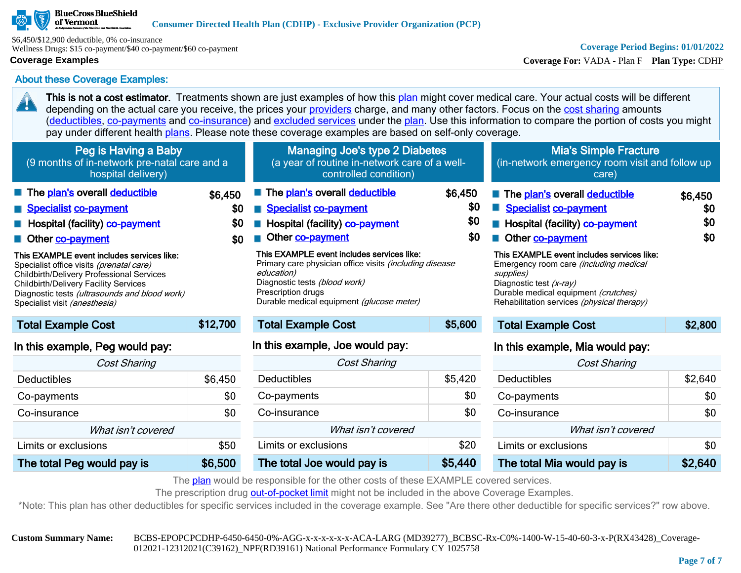**Consumer Directed Health Plan (CDHP) - Exclusive Provider Organization (PCP)**

$6,450/$12,900 deductible, 0% co-insurance
Wellness Drugs: $15 co-payment/$40 co-payment/$60 co-payment

**Coverage Examples**

**Coverage Period Begins: 01/01/2022**

**Coverage For:** VADA - Plan F **Plan Type:** CDHP

## About these Coverage Examples:

**This is not a cost estimator.** Treatments shown are just examples of how this plan might cover medical care. Your actual costs will be different depending on the actual care you receive, the prices your providers charge, and many other factors. Focus on the cost sharing amounts (deductibles, co-payments and co-insurance) and excluded services under the plan. Use this information to compare the portion of costs you might pay under different health plans. Please note these coverage examples are based on self-only coverage.

### Peg is Having a Baby
(9 months of in-network pre-natal care and a hospital delivery)

| | |
|---|---|
| The plan's overall deductible | $6,450 |
| Specialist co-payment | $0 |
| Hospital (facility) co-payment | $0 |
| Other co-payment | $0 |

**This EXAMPLE event includes services like:**
Specialist office visits *(prenatal care)*
Childbirth/Delivery Professional Services
Childbirth/Delivery Facility Services
Diagnostic tests *(ultrasounds and blood work)*
Specialist visit *(anesthesia)*

| **Total Example Cost** | **$12,700** |
|---|---|

**In this example, Peg would pay:**

| *Cost Sharing* | |
|---|---|
| Deductibles | $6,450 |
| Co-payments | $0 |
| Co-insurance | $0 |
| *What isn't covered* | |
| Limits or exclusions | $50 |
| **The total Peg would pay is** | **$6,500** |

### Managing Joe's type 2 Diabetes
(a year of routine in-network care of a well-controlled condition)

| | |
|---|---|
| The plan's overall deductible | $6,450 |
| Specialist co-payment | $0 |
| Hospital (facility) co-payment | $0 |
| Other co-payment | $0 |

**This EXAMPLE event includes services like:**
Primary care physician office visits *(including disease education)*
Diagnostic tests *(blood work)*
Prescription drugs
Durable medical equipment *(glucose meter)*

| **Total Example Cost** | **$5,600** |
|---|---|

**In this example, Joe would pay:**

| *Cost Sharing* | |
|---|---|
| Deductibles | $5,420 |
| Co-payments | $0 |
| Co-insurance | $0 |
| *What isn't covered* | |
| Limits or exclusions | $20 |
| **The total Joe would pay is** | **$5,440** |

### Mia's Simple Fracture
(in-network emergency room visit and follow up care)

| | |
|---|---|
| The plan's overall deductible | $6,450 |
| Specialist co-payment | $0 |
| Hospital (facility) co-payment | $0 |
| Other co-payment | $0 |

**This EXAMPLE event includes services like:**
Emergency room care *(including medical supplies)*
Diagnostic test *(x-ray)*
Durable medical equipment *(crutches)*
Rehabilitation services *(physical therapy)*

| **Total Example Cost** | **$2,800** |
|---|---|

**In this example, Mia would pay:**

| *Cost Sharing* | |
|---|---|
| Deductibles | $2,640 |
| Co-payments | $0 |
| Co-insurance | $0 |
| *What isn't covered* | |
| Limits or exclusions | $0 |
| **The total Mia would pay is** | **$2,640** |

The plan would be responsible for the other costs of these EXAMPLE covered services.
The prescription drug out-of-pocket limit might not be included in the above Coverage Examples.
*Note: This plan has other deductibles for specific services included in the coverage example. See "Are there other deductible for specific services?" row above.

**Custom Summary Name:** BCBS-EPOPCPCDHP-6450-6450-0%-AGG-x-x-x-x-x-x-ACA-LARG (MD39277)_BCBSC-Rx-C0%-1400-W-15-40-60-3-x-P(RX43428)_Coverage-012021-12312021(C39162)_NPF(RD39161) National Performance Formulary CY 1025758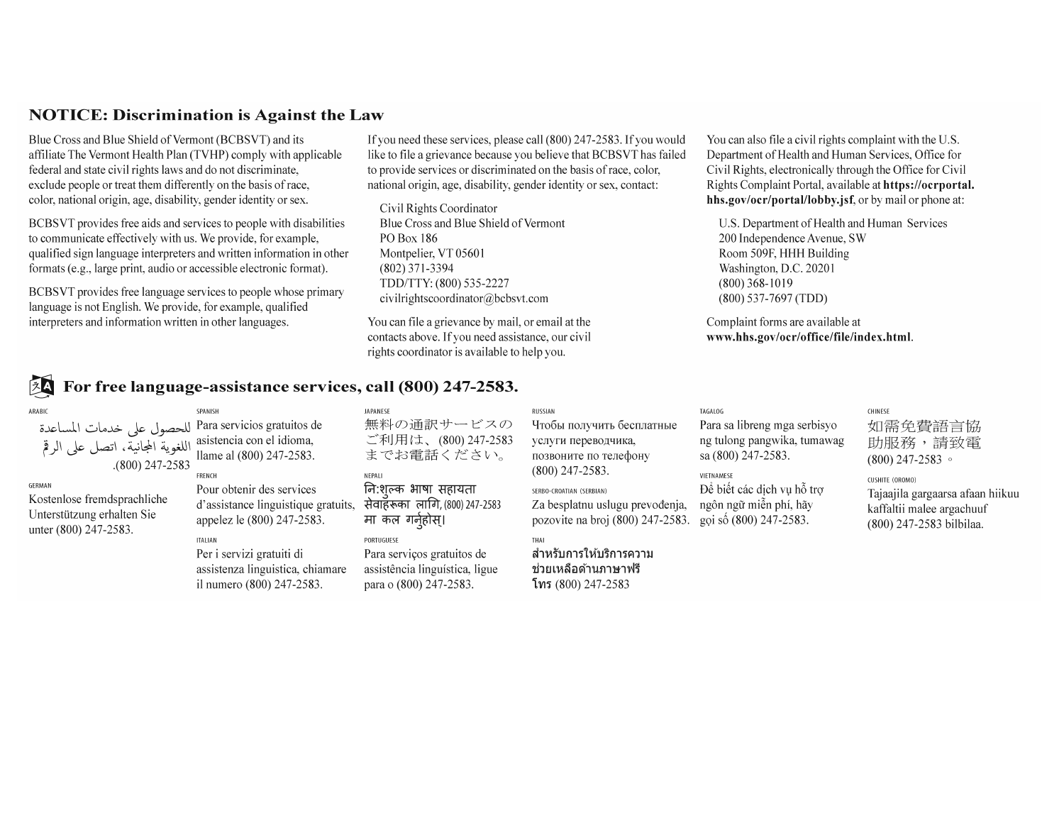## NOTICE: Discrimination is Against the Law

Blue Cross and Blue Shield of Vermont (BCBSVT) and its affiliate The Vermont Health Plan (TVHP) comply with applicable federal and state civil rights laws and do not discriminate, exclude people or treat them differently on the basis of race, color, national origin, age, disability, gender identity or sex.

BCBSVT provides free aids and services to people with disabilities to communicate effectively with us. We provide, for example, qualified sign language interpreters and written information in other formats (e.g., large print, audio or accessible electronic format).

BCBSVT provides free language services to people whose primary language is not English. We provide, for example, qualified interpreters and information written in other languages.

If you need these services, please call (800) 247-2583. If you would like to file a grievance because you believe that BCBSVT has failed to provide services or discriminated on the basis of race, color, national origin, age, disability, gender identity or sex, contact:

Civil Rights Coordinator
Blue Cross and Blue Shield of Vermont
PO Box 186
Montpelier, VT 05601
(802) 371-3394
TDD/TTY: (800) 535-2227
civilrightscoordinator@bcbsvt.com

You can file a grievance by mail, or email at the contacts above. If you need assistance, our civil rights coordinator is available to help you.

You can also file a civil rights complaint with the U.S. Department of Health and Human Services, Office for Civil Rights, electronically through the Office for Civil Rights Complaint Portal, available at **https://ocrportal.hhs.gov/ocr/portal/lobby.jsf**, or by mail or phone at:

U.S. Department of Health and Human Services
200 Independence Avenue, SW
Room 509F, HHH Building
Washington, D.C. 20201
(800) 368-1019
(800) 537-7697 (TDD)

Complaint forms are available at **www.hhs.gov/ocr/office/file/index.html**.

## For free language-assistance services, call (800) 247-2583.

ARABIC
للحصول على خدمات المساعدة اللغوية المجانية، اتصل على الرقم 2583-247 (800).

GERMAN
Kostenlose fremdsprachliche Unterstützung erhalten Sie unter (800) 247-2583.

SPANISH
Para servicios gratuitos de asistencia con el idioma, llame al (800) 247-2583.

FRENCH
Pour obtenir des services d'assistance linguistique gratuits, appelez le (800) 247-2583.

ITALIAN
Per i servizi gratuiti di assistenza linguistica, chiamare il numero (800) 247-2583.

JAPANESE
無料の通訳サービスのご利用は、(800) 247-2583までお電話ください。

NEPALI
नि:शुल्क भाषा सहायता सेवाहरूका लागि, (800) 247-2583 मा कल गर्नुहोस्।

PORTUGUESE
Para serviços gratuitos de assistência linguística, ligue para o (800) 247-2583.

RUSSIAN
Чтобы получить бесплатные услуги переводчика, позвоните по телефону (800) 247-2583.

SERBO-CROATIAN (SERBIAN)
Za besplatnu uslugu prevođenja, pozovite na broj (800) 247-2583.

THAI
สำหรับการให้บริการความช่วยเหลือด้านภาษาฟรี โทร (800) 247-2583

TAGALOG
Para sa libreng mga serbisyo ng tulong pangwika, tumawag sa (800) 247-2583.

VIETNAMESE
Để biết các dịch vụ hỗ trợ ngôn ngữ miễn phí, hãy gọi số (800) 247-2583.

CHINESE
如需免費語言協助服務，請致電 (800) 247-2583。

CUSHITE (OROMO)
Tajaajila gargaarsa afaan hiikuu kaffaltii malee argachuuf (800) 247-2583 bilbilaa.